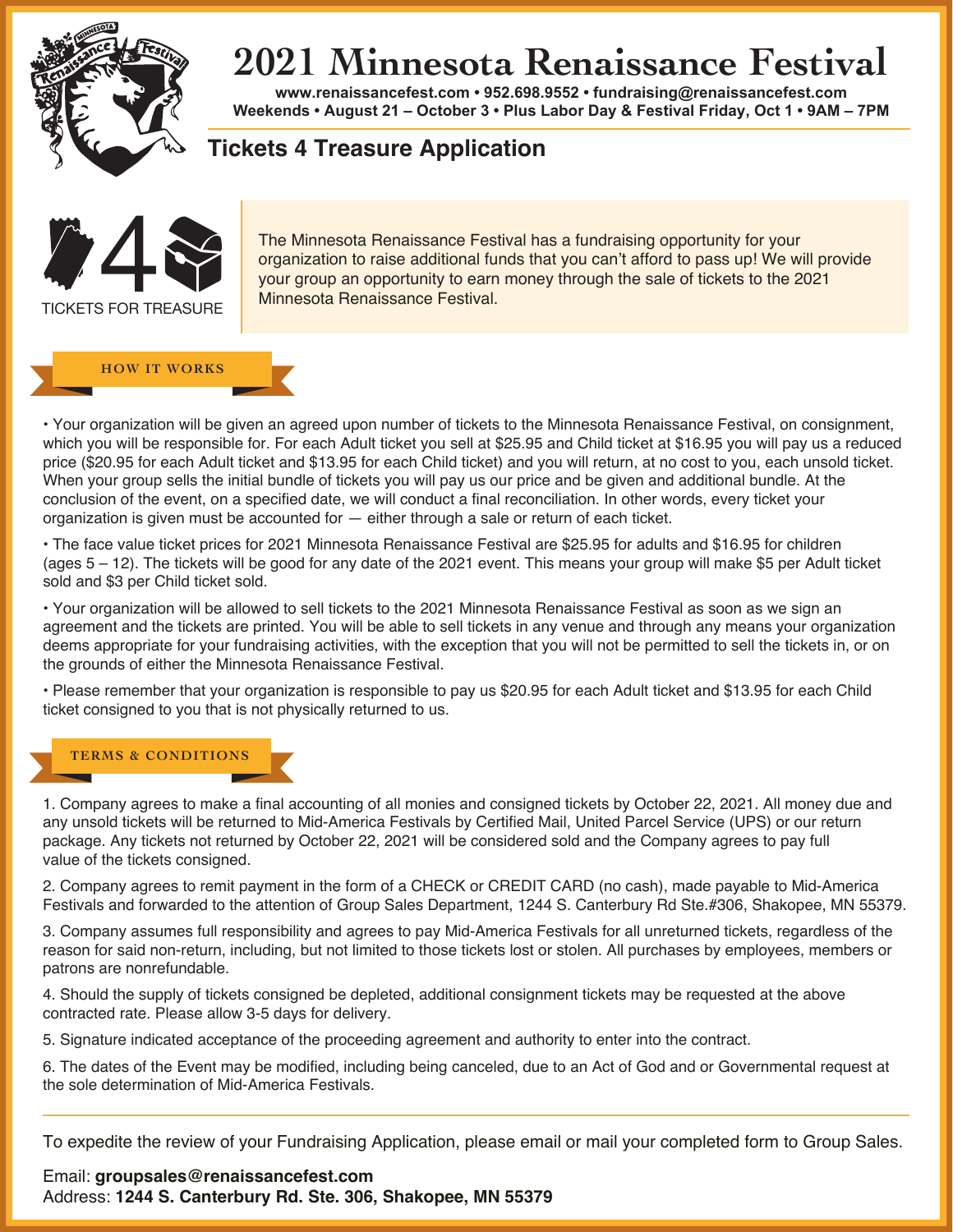# 2021 Minnesota Renaissance Festival

**www.renaissancefest.com • 952.698.9552 • fundraising@renaissancefest.com**
**Weekends • August 21 – October 3 • Plus Labor Day & Festival Friday, Oct 1 • 9AM – 7PM**

## Tickets 4 Treasure Application

TICKETS FOR TREASURE

The Minnesota Renaissance Festival has a fundraising opportunity for your organization to raise additional funds that you can't afford to pass up! We will provide your group an opportunity to earn money through the sale of tickets to the 2021 Minnesota Renaissance Festival.

### HOW IT WORKS

• Your organization will be given an agreed upon number of tickets to the Minnesota Renaissance Festival, on consignment, which you will be responsible for. For each Adult ticket you sell at $25.95 and Child ticket at $16.95 you will pay us a reduced price ($20.95 for each Adult ticket and $13.95 for each Child ticket) and you will return, at no cost to you, each unsold ticket. When your group sells the initial bundle of tickets you will pay us our price and be given and additional bundle. At the conclusion of the event, on a specified date, we will conduct a final reconciliation. In other words, every ticket your organization is given must be accounted for — either through a sale or return of each ticket.

• The face value ticket prices for 2021 Minnesota Renaissance Festival are $25.95 for adults and $16.95 for children (ages 5 – 12). The tickets will be good for any date of the 2021 event. This means your group will make $5 per Adult ticket sold and $3 per Child ticket sold.

• Your organization will be allowed to sell tickets to the 2021 Minnesota Renaissance Festival as soon as we sign an agreement and the tickets are printed. You will be able to sell tickets in any venue and through any means your organization deems appropriate for your fundraising activities, with the exception that you will not be permitted to sell the tickets in, or on the grounds of either the Minnesota Renaissance Festival.

• Please remember that your organization is responsible to pay us $20.95 for each Adult ticket and $13.95 for each Child ticket consigned to you that is not physically returned to us.

### TERMS & CONDITIONS

1. Company agrees to make a final accounting of all monies and consigned tickets by October 22, 2021. All money due and any unsold tickets will be returned to Mid-America Festivals by Certified Mail, United Parcel Service (UPS) or our return package. Any tickets not returned by October 22, 2021 will be considered sold and the Company agrees to pay full value of the tickets consigned.

2. Company agrees to remit payment in the form of a CHECK or CREDIT CARD (no cash), made payable to Mid-America Festivals and forwarded to the attention of Group Sales Department, 1244 S. Canterbury Rd Ste.#306, Shakopee, MN 55379.

3. Company assumes full responsibility and agrees to pay Mid-America Festivals for all unreturned tickets, regardless of the reason for said non-return, including, but not limited to those tickets lost or stolen. All purchases by employees, members or patrons are nonrefundable.

4. Should the supply of tickets consigned be depleted, additional consignment tickets may be requested at the above contracted rate. Please allow 3-5 days for delivery.

5. Signature indicated acceptance of the proceeding agreement and authority to enter into the contract.

6. The dates of the Event may be modified, including being canceled, due to an Act of God and or Governmental request at the sole determination of Mid-America Festivals.

---

To expedite the review of your Fundraising Application, please email or mail your completed form to Group Sales.

Email: **groupsales@renaissancefest.com**
Address: **1244 S. Canterbury Rd. Ste. 306, Shakopee, MN 55379**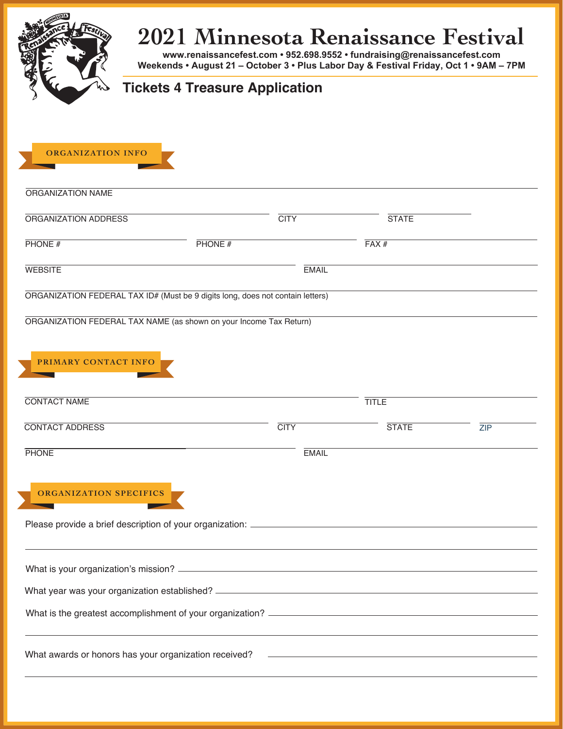# 2021 Minnesota Renaissance Festival

**www.renaissancefest.com • 952.698.9552 • fundraising@renaissancefest.com**
**Weekends • August 21 – October 3 • Plus Labor Day & Festival Friday, Oct 1 • 9AM – 7PM**

## Tickets 4 Treasure Application

### ORGANIZATION INFO

ORGANIZATION NAME

ORGANIZATION ADDRESS | CITY | STATE

PHONE # | PHONE # | FAX #

WEBSITE | EMAIL

ORGANIZATION FEDERAL TAX ID# (Must be 9 digits long, does not contain letters)

ORGANIZATION FEDERAL TAX NAME (as shown on your Income Tax Return)

### PRIMARY CONTACT INFO

CONTACT NAME | TITLE

CONTACT ADDRESS | CITY | STATE | ZIP

PHONE | EMAIL

### ORGANIZATION SPECIFICS

Please provide a brief description of your organization: ______

What is your organization's mission? ______

What year was your organization established? ______

What is the greatest accomplishment of your organization? ______

What awards or honors has your organization received? ______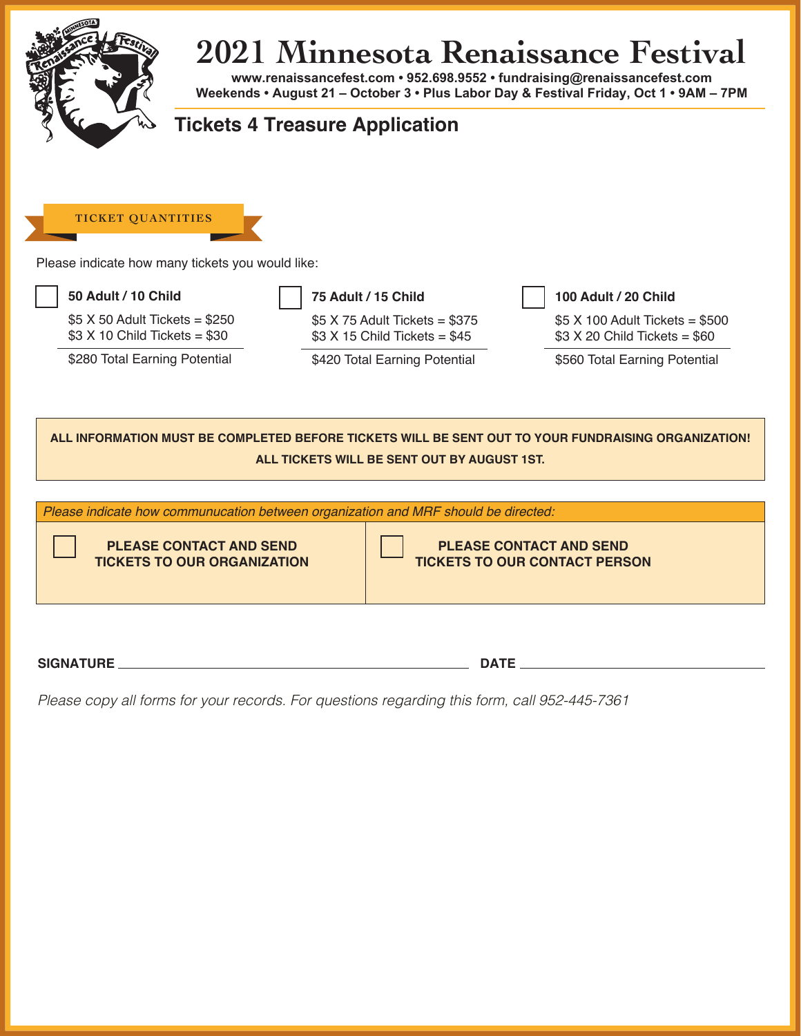# 2021 Minnesota Renaissance Festival

**www.renaissancefest.com • 952.698.9552 • fundraising@renaissancefest.com**
**Weekends • August 21 – October 3 • Plus Labor Day & Festival Friday, Oct 1 • 9AM – 7PM**

## Tickets 4 Treasure Application

### TICKET QUANTITIES

Please indicate how many tickets you would like:

☐ **50 Adult / 10 Child**
$5 X 50 Adult Tickets = $250
$3 X 10 Child Tickets = $30
$280 Total Earning Potential

☐ **75 Adult / 15 Child**
$5 X 75 Adult Tickets = $375
$3 X 15 Child Tickets = $45
$420 Total Earning Potential

☐ **100 Adult / 20 Child**
$5 X 100 Adult Tickets = $500
$3 X 20 Child Tickets = $60
$560 Total Earning Potential

**ALL INFORMATION MUST BE COMPLETED BEFORE TICKETS WILL BE SENT OUT TO YOUR FUNDRAISING ORGANIZATION!**
**ALL TICKETS WILL BE SENT OUT BY AUGUST 1ST.**

*Please indicate how communucation between organization and MRF should be directed:*

☐ **PLEASE CONTACT AND SEND TICKETS TO OUR ORGANIZATION**

☐ **PLEASE CONTACT AND SEND TICKETS TO OUR CONTACT PERSON**

**SIGNATURE** ____________________ **DATE** ____________________

*Please copy all forms for your records. For questions regarding this form, call 952-445-7361*